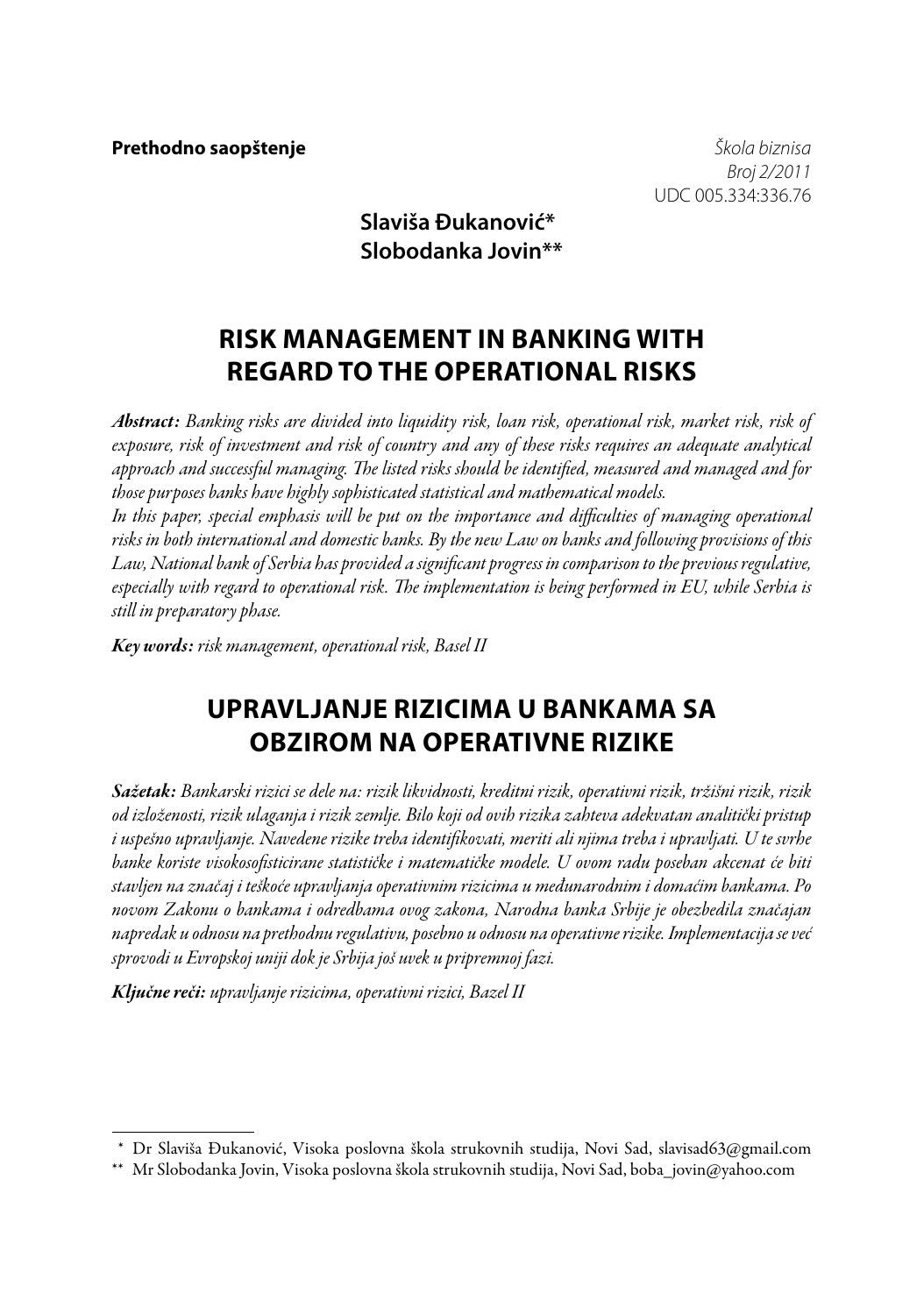**Prethodno saopštenje**

*Škola biznisa*
*Broj 2/2011*
UDC 005.334:336.76

**Slaviša Đukanović***
**Slobodanka Jovin****

# RISK MANAGEMENT IN BANKING WITH REGARD TO THE OPERATIONAL RISKS

***Abstract:*** *Banking risks are divided into liquidity risk, loan risk, operational risk, market risk, risk of exposure, risk of investment and risk of country and any of these risks requires an adequate analytical approach and successful managing. The listed risks should be identified, measured and managed and for those purposes banks have highly sophisticated statistical and mathematical models.*
*In this paper, special emphasis will be put on the importance and difficulties of managing operational risks in both international and domestic banks. By the new Law on banks and following provisions of this Law, National bank of Serbia has provided a significant progress in comparison to the previous regulative, especially with regard to operational risk. The implementation is being performed in EU, while Serbia is still in preparatory phase.*

***Key words:*** *risk management, operational risk, Basel II*

# UPRAVLJANJE RIZICIMA U BANKAMA SA OBZIROM NA OPERATIVNE RIZIKE

***Sažetak:*** *Bankarski rizici se dele na: rizik likvidnosti, kreditni rizik, operativni rizik, tržišni rizik, rizik od izloženosti, rizik ulaganja i rizik zemlje. Bilo koji od ovih rizika zahteva adekvatan analitički pristup i uspešno upravljanje. Navedene rizike treba identifikovati, meriti ali njima treba i upravljati. U te svrhe banke koriste visokosofisticirane statističke i matematičke modele. U ovom radu poseban akcenat će biti stavljen na značaj i teškoće upravljanja operativnim rizicima u međunarodnim i domaćim bankama. Po novom Zakonu o bankama i odredbama ovog zakona, Narodna banka Srbije je obezbedila značajan napredak u odnosu na prethodnu regulativu, posebno u odnosu na operativne rizike. Implementacija se već sprovodi u Evropskoj uniji dok je Srbija još uvek u pripremnoj fazi.*

***Ključne reči:*** *upravljanje rizicima, operativni rizici, Bazel II*

---

\* Dr Slaviša Đukanović, Visoka poslovna škola strukovnih studija, Novi Sad, slavisad63@gmail.com

\** Mr Slobodanka Jovin, Visoka poslovna škola strukovnih studija, Novi Sad, boba_jovin@yahoo.com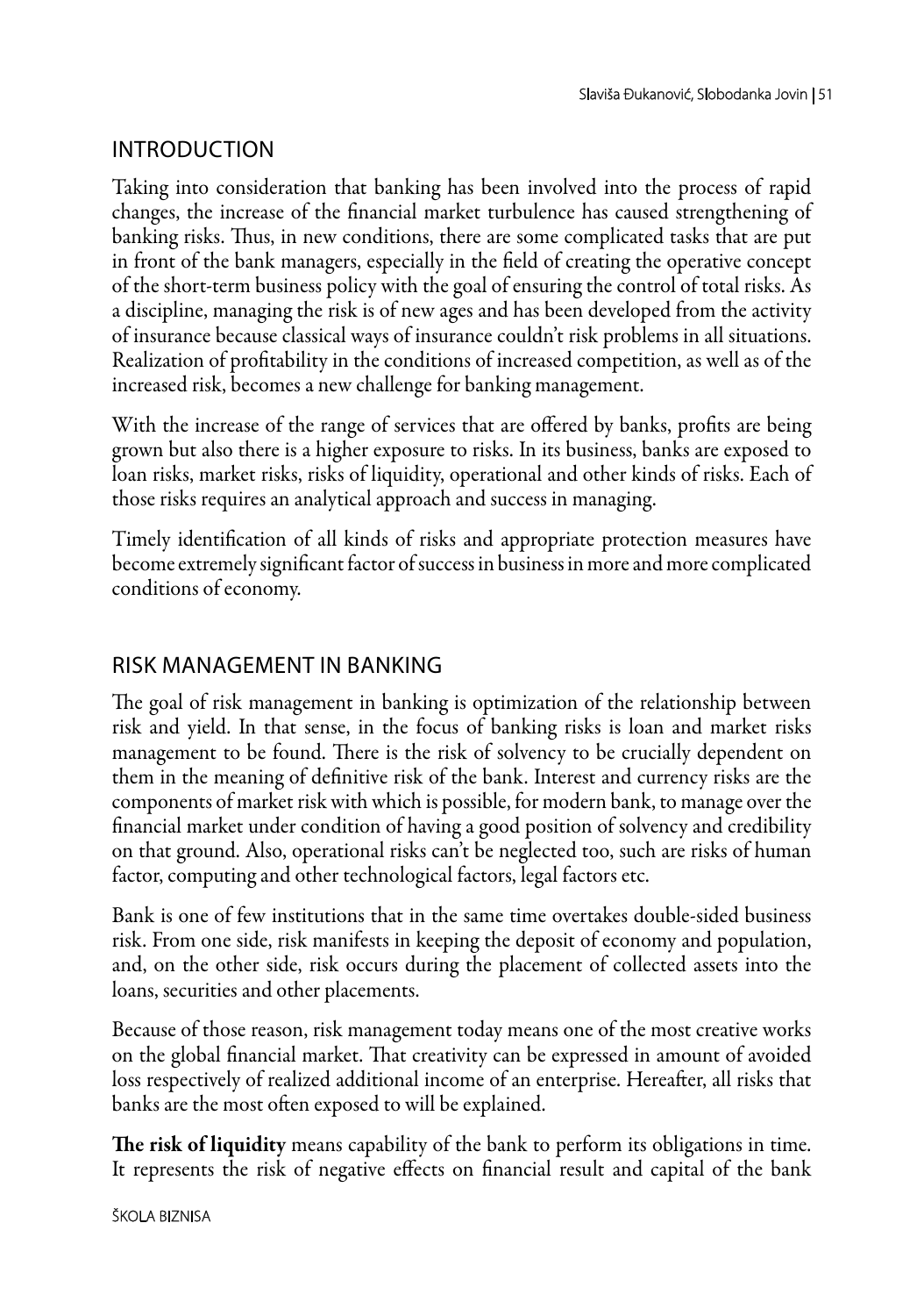## INTRODUCTION

Taking into consideration that banking has been involved into the process of rapid changes, the increase of the financial market turbulence has caused strengthening of banking risks. Thus, in new conditions, there are some complicated tasks that are put in front of the bank managers, especially in the field of creating the operative concept of the short-term business policy with the goal of ensuring the control of total risks. As a discipline, managing the risk is of new ages and has been developed from the activity of insurance because classical ways of insurance couldn't risk problems in all situations. Realization of profitability in the conditions of increased competition, as well as of the increased risk, becomes a new challenge for banking management.

With the increase of the range of services that are offered by banks, profits are being grown but also there is a higher exposure to risks. In its business, banks are exposed to loan risks, market risks, risks of liquidity, operational and other kinds of risks. Each of those risks requires an analytical approach and success in managing.

Timely identification of all kinds of risks and appropriate protection measures have become extremely significant factor of success in business in more and more complicated conditions of economy.

## RISK MANAGEMENT IN BANKING

The goal of risk management in banking is optimization of the relationship between risk and yield. In that sense, in the focus of banking risks is loan and market risks management to be found. There is the risk of solvency to be crucially dependent on them in the meaning of definitive risk of the bank. Interest and currency risks are the components of market risk with which is possible, for modern bank, to manage over the financial market under condition of having a good position of solvency and credibility on that ground. Also, operational risks can't be neglected too, such are risks of human factor, computing and other technological factors, legal factors etc.

Bank is one of few institutions that in the same time overtakes double-sided business risk. From one side, risk manifests in keeping the deposit of economy and population, and, on the other side, risk occurs during the placement of collected assets into the loans, securities and other placements.

Because of those reason, risk management today means one of the most creative works on the global financial market. That creativity can be expressed in amount of avoided loss respectively of realized additional income of an enterprise. Hereafter, all risks that banks are the most often exposed to will be explained.

**The risk of liquidity** means capability of the bank to perform its obligations in time. It represents the risk of negative effects on financial result and capital of the bank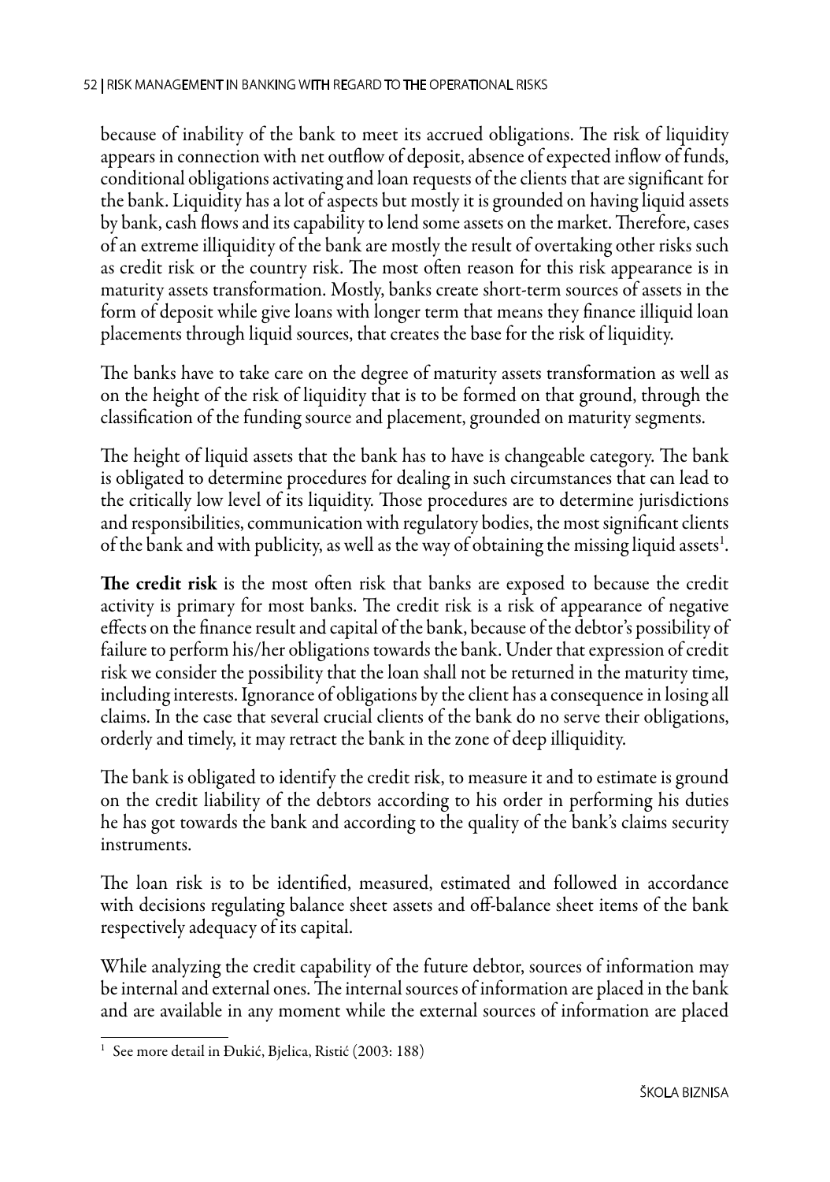because of inability of the bank to meet its accrued obligations. The risk of liquidity appears in connection with net outflow of deposit, absence of expected inflow of funds, conditional obligations activating and loan requests of the clients that are significant for the bank. Liquidity has a lot of aspects but mostly it is grounded on having liquid assets by bank, cash flows and its capability to lend some assets on the market. Therefore, cases of an extreme illiquidity of the bank are mostly the result of overtaking other risks such as credit risk or the country risk. The most often reason for this risk appearance is in maturity assets transformation. Mostly, banks create short-term sources of assets in the form of deposit while give loans with longer term that means they finance illiquid loan placements through liquid sources, that creates the base for the risk of liquidity.

The banks have to take care on the degree of maturity assets transformation as well as on the height of the risk of liquidity that is to be formed on that ground, through the classification of the funding source and placement, grounded on maturity segments.

The height of liquid assets that the bank has to have is changeable category. The bank is obligated to determine procedures for dealing in such circumstances that can lead to the critically low level of its liquidity. Those procedures are to determine jurisdictions and responsibilities, communication with regulatory bodies, the most significant clients of the bank and with publicity, as well as the way of obtaining the missing liquid assets[1].

**The credit risk** is the most often risk that banks are exposed to because the credit activity is primary for most banks. The credit risk is a risk of appearance of negative effects on the finance result and capital of the bank, because of the debtor's possibility of failure to perform his/her obligations towards the bank. Under that expression of credit risk we consider the possibility that the loan shall not be returned in the maturity time, including interests. Ignorance of obligations by the client has a consequence in losing all claims. In the case that several crucial clients of the bank do no serve their obligations, orderly and timely, it may retract the bank in the zone of deep illiquidity.

The bank is obligated to identify the credit risk, to measure it and to estimate is ground on the credit liability of the debtors according to his order in performing his duties he has got towards the bank and according to the quality of the bank's claims security instruments.

The loan risk is to be identified, measured, estimated and followed in accordance with decisions regulating balance sheet assets and off-balance sheet items of the bank respectively adequacy of its capital.

While analyzing the credit capability of the future debtor, sources of information may be internal and external ones. The internal sources of information are placed in the bank and are available in any moment while the external sources of information are placed

---

[1] See more detail in Đukić, Bjelica, Ristić (2003: 188)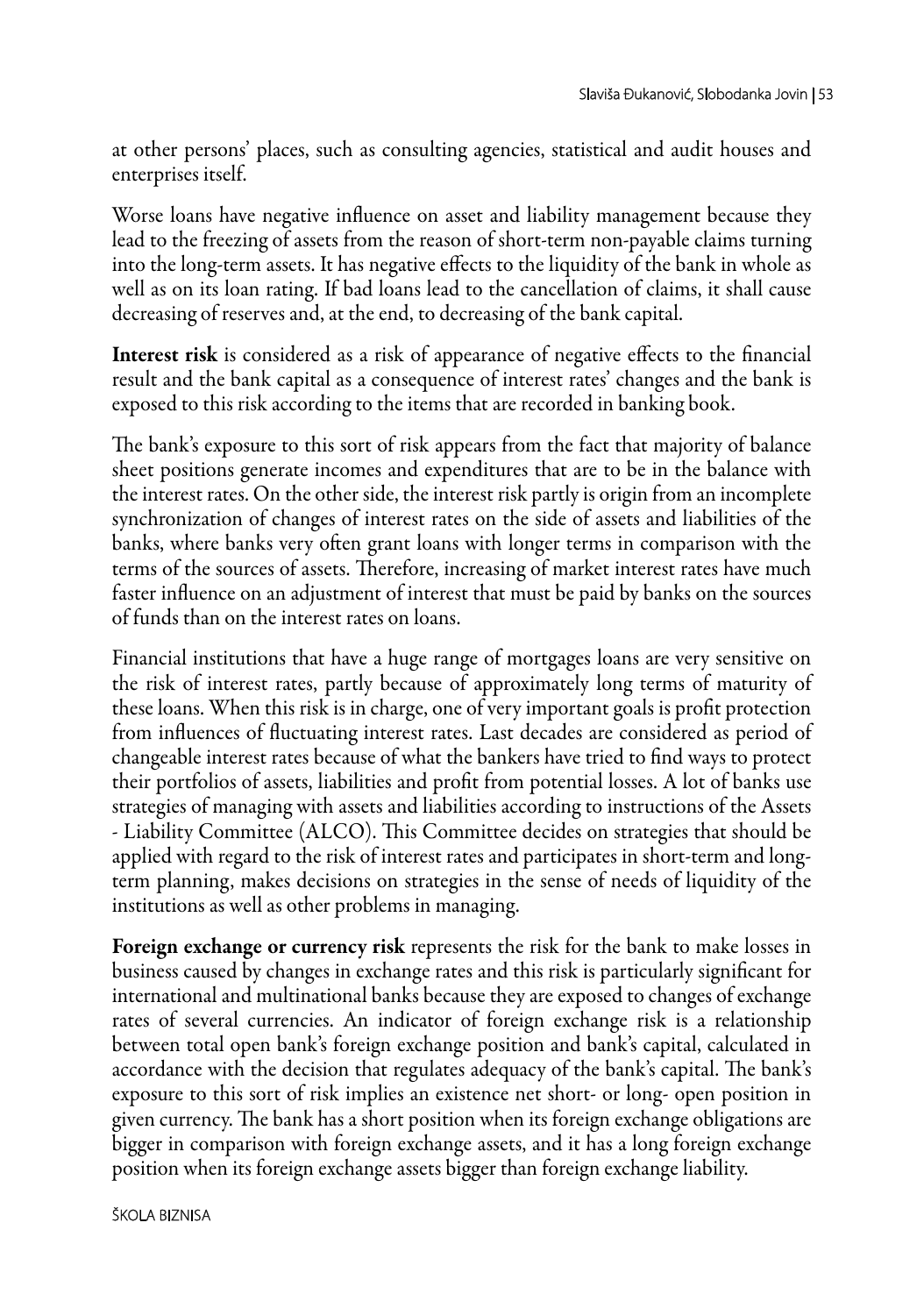at other persons' places, such as consulting agencies, statistical and audit houses and enterprises itself.

Worse loans have negative influence on asset and liability management because they lead to the freezing of assets from the reason of short-term non-payable claims turning into the long-term assets. It has negative effects to the liquidity of the bank in whole as well as on its loan rating. If bad loans lead to the cancellation of claims, it shall cause decreasing of reserves and, at the end, to decreasing of the bank capital.

**Interest risk** is considered as a risk of appearance of negative effects to the financial result and the bank capital as a consequence of interest rates' changes and the bank is exposed to this risk according to the items that are recorded in banking book.

The bank's exposure to this sort of risk appears from the fact that majority of balance sheet positions generate incomes and expenditures that are to be in the balance with the interest rates. On the other side, the interest risk partly is origin from an incomplete synchronization of changes of interest rates on the side of assets and liabilities of the banks, where banks very often grant loans with longer terms in comparison with the terms of the sources of assets. Therefore, increasing of market interest rates have much faster influence on an adjustment of interest that must be paid by banks on the sources of funds than on the interest rates on loans.

Financial institutions that have a huge range of mortgages loans are very sensitive on the risk of interest rates, partly because of approximately long terms of maturity of these loans. When this risk is in charge, one of very important goals is profit protection from influences of fluctuating interest rates. Last decades are considered as period of changeable interest rates because of what the bankers have tried to find ways to protect their portfolios of assets, liabilities and profit from potential losses. A lot of banks use strategies of managing with assets and liabilities according to instructions of the Assets - Liability Committee (ALCO). This Committee decides on strategies that should be applied with regard to the risk of interest rates and participates in short-term and long-term planning, makes decisions on strategies in the sense of needs of liquidity of the institutions as well as other problems in managing.

**Foreign exchange or currency risk** represents the risk for the bank to make losses in business caused by changes in exchange rates and this risk is particularly significant for international and multinational banks because they are exposed to changes of exchange rates of several currencies. An indicator of foreign exchange risk is a relationship between total open bank's foreign exchange position and bank's capital, calculated in accordance with the decision that regulates adequacy of the bank's capital. The bank's exposure to this sort of risk implies an existence net short- or long- open position in given currency. The bank has a short position when its foreign exchange obligations are bigger in comparison with foreign exchange assets, and it has a long foreign exchange position when its foreign exchange assets bigger than foreign exchange liability.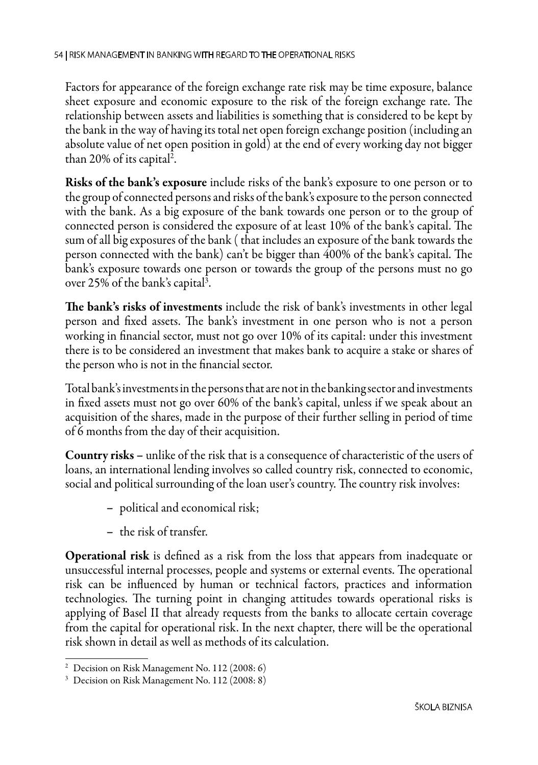Factors for appearance of the foreign exchange rate risk may be time exposure, balance sheet exposure and economic exposure to the risk of the foreign exchange rate. The relationship between assets and liabilities is something that is considered to be kept by the bank in the way of having its total net open foreign exchange position (including an absolute value of net open position in gold) at the end of every working day not bigger than 20% of its capital[2].

**Risks of the bank's exposure** include risks of the bank's exposure to one person or to the group of connected persons and risks of the bank's exposure to the person connected with the bank. As a big exposure of the bank towards one person or to the group of connected person is considered the exposure of at least 10% of the bank's capital. The sum of all big exposures of the bank ( that includes an exposure of the bank towards the person connected with the bank) can't be bigger than 400% of the bank's capital. The bank's exposure towards one person or towards the group of the persons must no go over 25% of the bank's capital[3].

**The bank's risks of investments** include the risk of bank's investments in other legal person and fixed assets. The bank's investment in one person who is not a person working in financial sector, must not go over 10% of its capital: under this investment there is to be considered an investment that makes bank to acquire a stake or shares of the person who is not in the financial sector.

Total bank's investments in the persons that are not in the banking sector and investments in fixed assets must not go over 60% of the bank's capital, unless if we speak about an acquisition of the shares, made in the purpose of their further selling in period of time of 6 months from the day of their acquisition.

**Country risks** – unlike of the risk that is a consequence of characteristic of the users of loans, an international lending involves so called country risk, connected to economic, social and political surrounding of the loan user's country. The country risk involves:

- political and economical risk;
- the risk of transfer.

**Operational risk** is defined as a risk from the loss that appears from inadequate or unsuccessful internal processes, people and systems or external events. The operational risk can be influenced by human or technical factors, practices and information technologies. The turning point in changing attitudes towards operational risks is applying of Basel II that already requests from the banks to allocate certain coverage from the capital for operational risk. In the next chapter, there will be the operational risk shown in detail as well as methods of its calculation.

---

[2] Decision on Risk Management No. 112 (2008: 6)

[3] Decision on Risk Management No. 112 (2008: 8)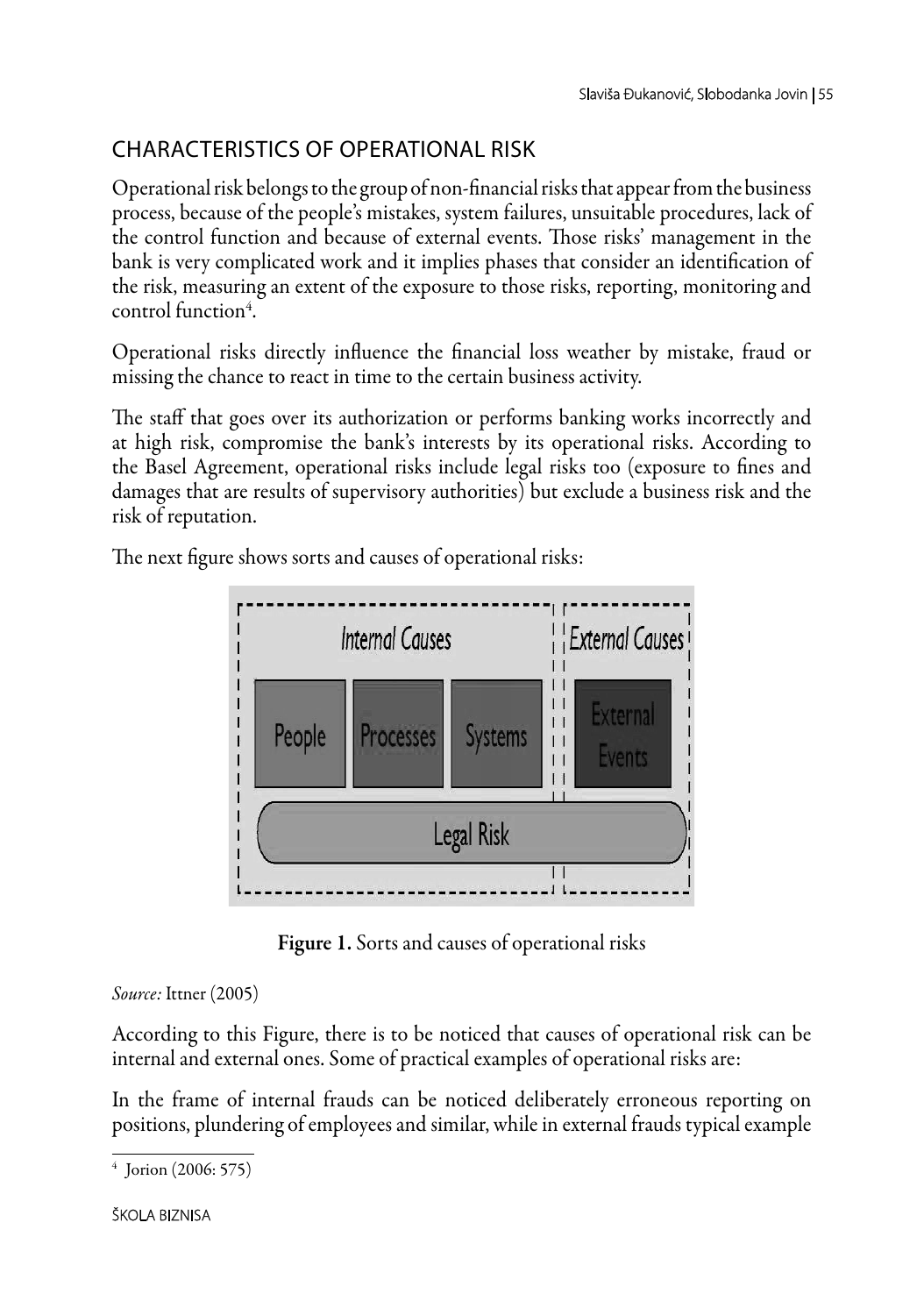## CHARACTERISTICS OF OPERATIONAL RISK

Operational risk belongs to the group of non-financial risks that appear from the business process, because of the people's mistakes, system failures, unsuitable procedures, lack of the control function and because of external events. Those risks' management in the bank is very complicated work and it implies phases that consider an identification of the risk, measuring an extent of the exposure to those risks, reporting, monitoring and control function[4].

Operational risks directly influence the financial loss weather by mistake, fraud or missing the chance to react in time to the certain business activity.

The staff that goes over its authorization or performs banking works incorrectly and at high risk, compromise the bank's interests by its operational risks. According to the Basel Agreement, operational risks include legal risks too (exposure to fines and damages that are results of supervisory authorities) but exclude a business risk and the risk of reputation.

The next figure shows sorts and causes of operational risks:

**Figure 1.** Sorts and causes of operational risks

*Source:* Ittner (2005)

According to this Figure, there is to be noticed that causes of operational risk can be internal and external ones. Some of practical examples of operational risks are:

In the frame of internal frauds can be noticed deliberately erroneous reporting on positions, plundering of employees and similar, while in external frauds typical example

---

[4] Jorion (2006: 575)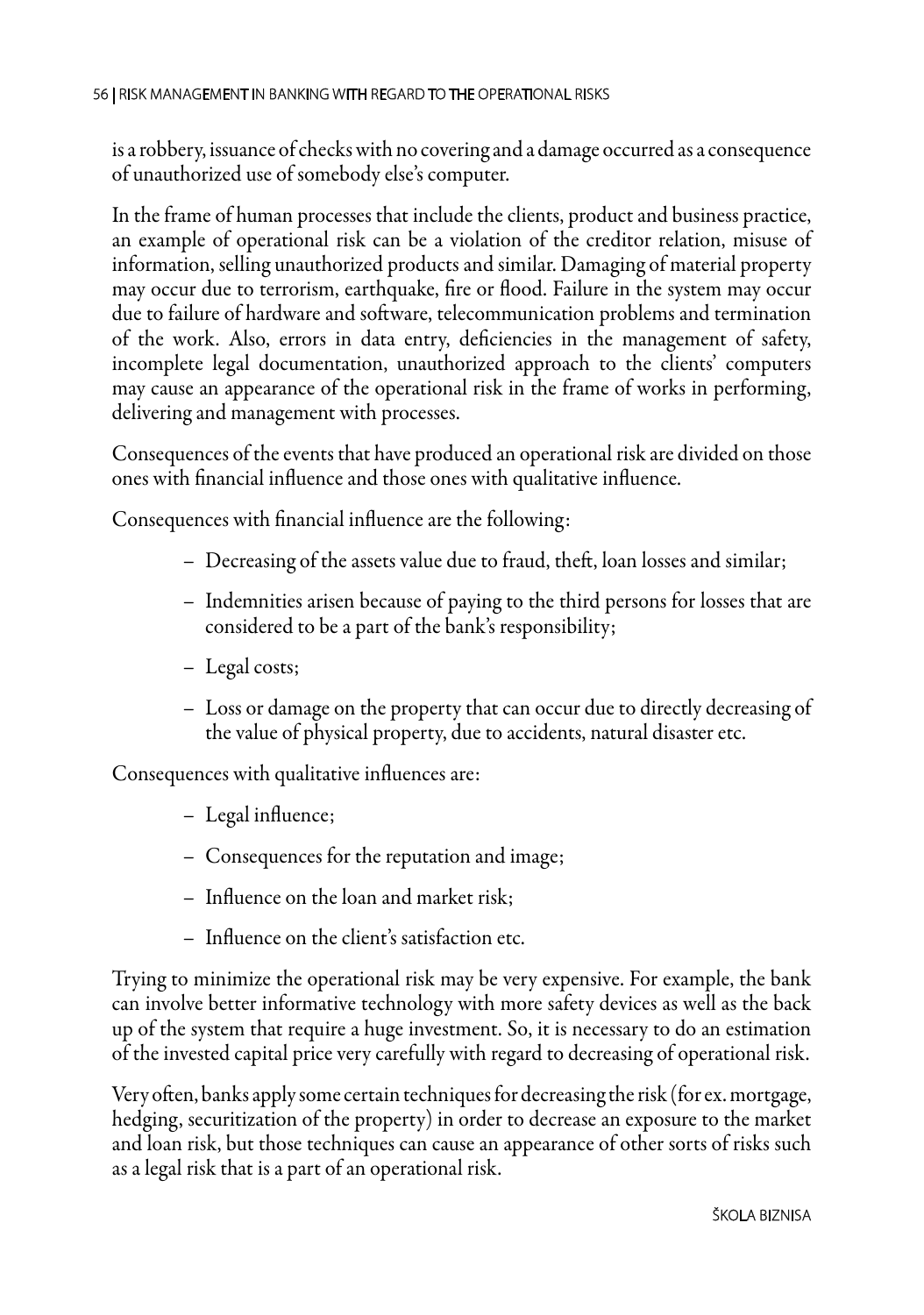is a robbery, issuance of checks with no covering and a damage occurred as a consequence of unauthorized use of somebody else's computer.

In the frame of human processes that include the clients, product and business practice, an example of operational risk can be a violation of the creditor relation, misuse of information, selling unauthorized products and similar. Damaging of material property may occur due to terrorism, earthquake, fire or flood. Failure in the system may occur due to failure of hardware and software, telecommunication problems and termination of the work. Also, errors in data entry, deficiencies in the management of safety, incomplete legal documentation, unauthorized approach to the clients' computers may cause an appearance of the operational risk in the frame of works in performing, delivering and management with processes.

Consequences of the events that have produced an operational risk are divided on those ones with financial influence and those ones with qualitative influence.

Consequences with financial influence are the following:

- Decreasing of the assets value due to fraud, theft, loan losses and similar;
- Indemnities arisen because of paying to the third persons for losses that are considered to be a part of the bank's responsibility;
- Legal costs;
- Loss or damage on the property that can occur due to directly decreasing of the value of physical property, due to accidents, natural disaster etc.

Consequences with qualitative influences are:

- Legal influence;
- Consequences for the reputation and image;
- Influence on the loan and market risk;
- Influence on the client's satisfaction etc.

Trying to minimize the operational risk may be very expensive. For example, the bank can involve better informative technology with more safety devices as well as the back up of the system that require a huge investment. So, it is necessary to do an estimation of the invested capital price very carefully with regard to decreasing of operational risk.

Very often, banks apply some certain techniques for decreasing the risk (for ex. mortgage, hedging, securitization of the property) in order to decrease an exposure to the market and loan risk, but those techniques can cause an appearance of other sorts of risks such as a legal risk that is a part of an operational risk.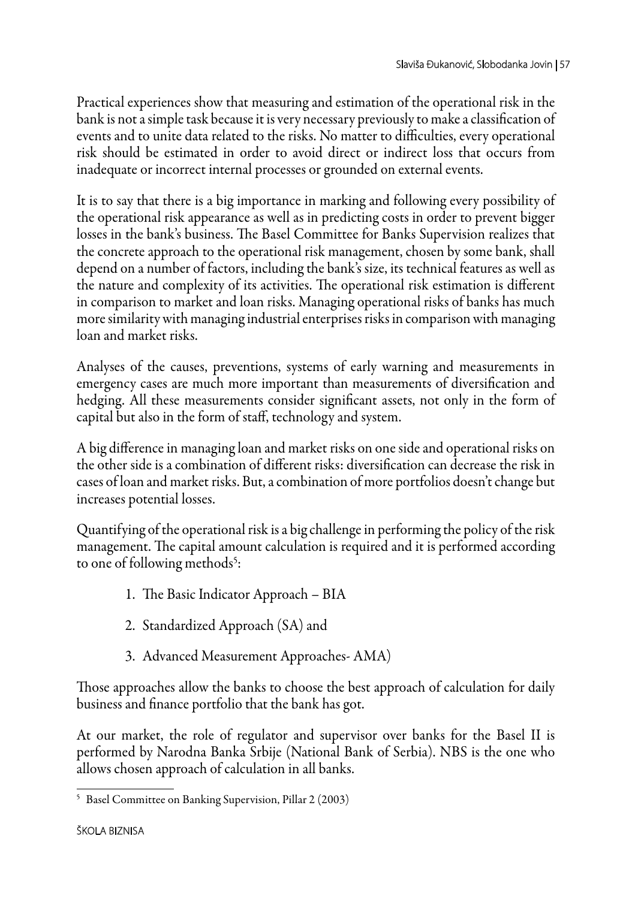Practical experiences show that measuring and estimation of the operational risk in the bank is not a simple task because it is very necessary previously to make a classification of events and to unite data related to the risks. No matter to difficulties, every operational risk should be estimated in order to avoid direct or indirect loss that occurs from inadequate or incorrect internal processes or grounded on external events.

It is to say that there is a big importance in marking and following every possibility of the operational risk appearance as well as in predicting costs in order to prevent bigger losses in the bank's business. The Basel Committee for Banks Supervision realizes that the concrete approach to the operational risk management, chosen by some bank, shall depend on a number of factors, including the bank's size, its technical features as well as the nature and complexity of its activities. The operational risk estimation is different in comparison to market and loan risks. Managing operational risks of banks has much more similarity with managing industrial enterprises risks in comparison with managing loan and market risks.

Analyses of the causes, preventions, systems of early warning and measurements in emergency cases are much more important than measurements of diversification and hedging. All these measurements consider significant assets, not only in the form of capital but also in the form of staff, technology and system.

A big difference in managing loan and market risks on one side and operational risks on the other side is a combination of different risks: diversification can decrease the risk in cases of loan and market risks. But, a combination of more portfolios doesn't change but increases potential losses.

Quantifying of the operational risk is a big challenge in performing the policy of the risk management. The capital amount calculation is required and it is performed according to one of following methods[5]:

1. The Basic Indicator Approach – BIA
2. Standardized Approach (SA) and
3. Advanced Measurement Approaches- AMA)

Those approaches allow the banks to choose the best approach of calculation for daily business and finance portfolio that the bank has got.

At our market, the role of regulator and supervisor over banks for the Basel II is performed by Narodna Banka Srbije (National Bank of Serbia). NBS is the one who allows chosen approach of calculation in all banks.

[5] Basel Committee on Banking Supervision, Pillar 2 (2003)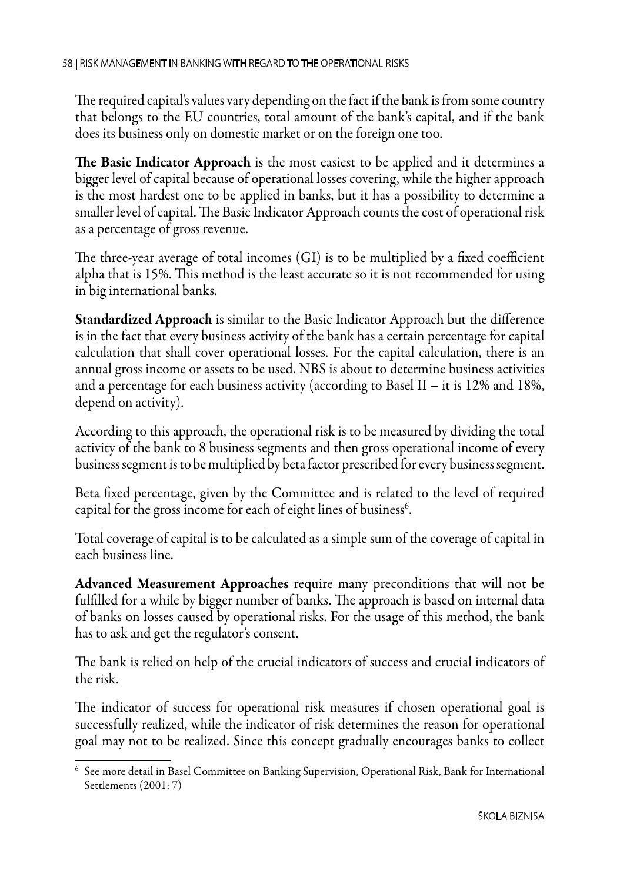The required capital's values vary depending on the fact if the bank is from some country that belongs to the EU countries, total amount of the bank's capital, and if the bank does its business only on domestic market or on the foreign one too.

**The Basic Indicator Approach** is the most easiest to be applied and it determines a bigger level of capital because of operational losses covering, while the higher approach is the most hardest one to be applied in banks, but it has a possibility to determine a smaller level of capital. The Basic Indicator Approach counts the cost of operational risk as a percentage of gross revenue.

The three-year average of total incomes (GI) is to be multiplied by a fixed coefficient alpha that is 15%. This method is the least accurate so it is not recommended for using in big international banks.

**Standardized Approach** is similar to the Basic Indicator Approach but the difference is in the fact that every business activity of the bank has a certain percentage for capital calculation that shall cover operational losses. For the capital calculation, there is an annual gross income or assets to be used. NBS is about to determine business activities and a percentage for each business activity (according to Basel II – it is 12% and 18%, depend on activity).

According to this approach, the operational risk is to be measured by dividing the total activity of the bank to 8 business segments and then gross operational income of every business segment is to be multiplied by beta factor prescribed for every business segment.

Beta fixed percentage, given by the Committee and is related to the level of required capital for the gross income for each of eight lines of business[6].

Total coverage of capital is to be calculated as a simple sum of the coverage of capital in each business line.

**Advanced Measurement Approaches** require many preconditions that will not be fulfilled for a while by bigger number of banks. The approach is based on internal data of banks on losses caused by operational risks. For the usage of this method, the bank has to ask and get the regulator's consent.

The bank is relied on help of the crucial indicators of success and crucial indicators of the risk.

The indicator of success for operational risk measures if chosen operational goal is successfully realized, while the indicator of risk determines the reason for operational goal may not to be realized. Since this concept gradually encourages banks to collect

---

[6] See more detail in Basel Committee on Banking Supervision, Operational Risk, Bank for International Settlements (2001: 7)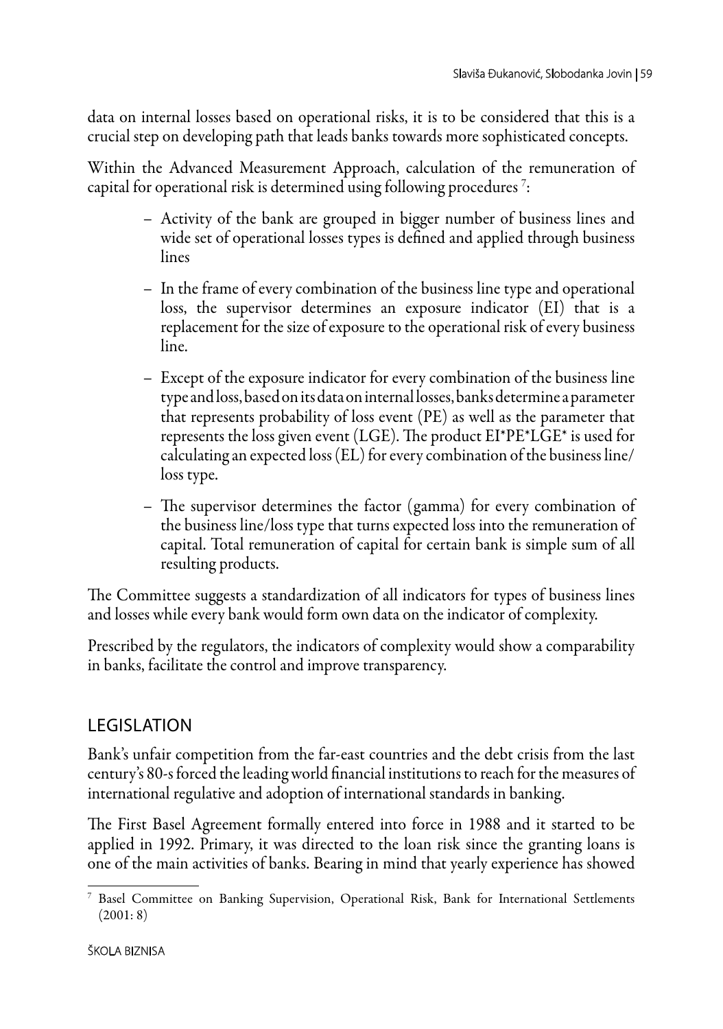data on internal losses based on operational risks, it is to be considered that this is a crucial step on developing path that leads banks towards more sophisticated concepts.

Within the Advanced Measurement Approach, calculation of the remuneration of capital for operational risk is determined using following procedures [7]:

- Activity of the bank are grouped in bigger number of business lines and wide set of operational losses types is defined and applied through business lines
- In the frame of every combination of the business line type and operational loss, the supervisor determines an exposure indicator (EI) that is a replacement for the size of exposure to the operational risk of every business line.
- Except of the exposure indicator for every combination of the business line type and loss, based on its data on internal losses, banks determine a parameter that represents probability of loss event (PE) as well as the parameter that represents the loss given event (LGE). The product EI*PE*LGE* is used for calculating an expected loss (EL) for every combination of the business line/loss type.
- The supervisor determines the factor (gamma) for every combination of the business line/loss type that turns expected loss into the remuneration of capital. Total remuneration of capital for certain bank is simple sum of all resulting products.

The Committee suggests a standardization of all indicators for types of business lines and losses while every bank would form own data on the indicator of complexity.

Prescribed by the regulators, the indicators of complexity would show a comparability in banks, facilitate the control and improve transparency.

## LEGISLATION

Bank's unfair competition from the far-east countries and the debt crisis from the last century's 80-s forced the leading world financial institutions to reach for the measures of international regulative and adoption of international standards in banking.

The First Basel Agreement formally entered into force in 1988 and it started to be applied in 1992. Primary, it was directed to the loan risk since the granting loans is one of the main activities of banks. Bearing in mind that yearly experience has showed

---

[7] Basel Committee on Banking Supervision, Operational Risk, Bank for International Settlements (2001: 8)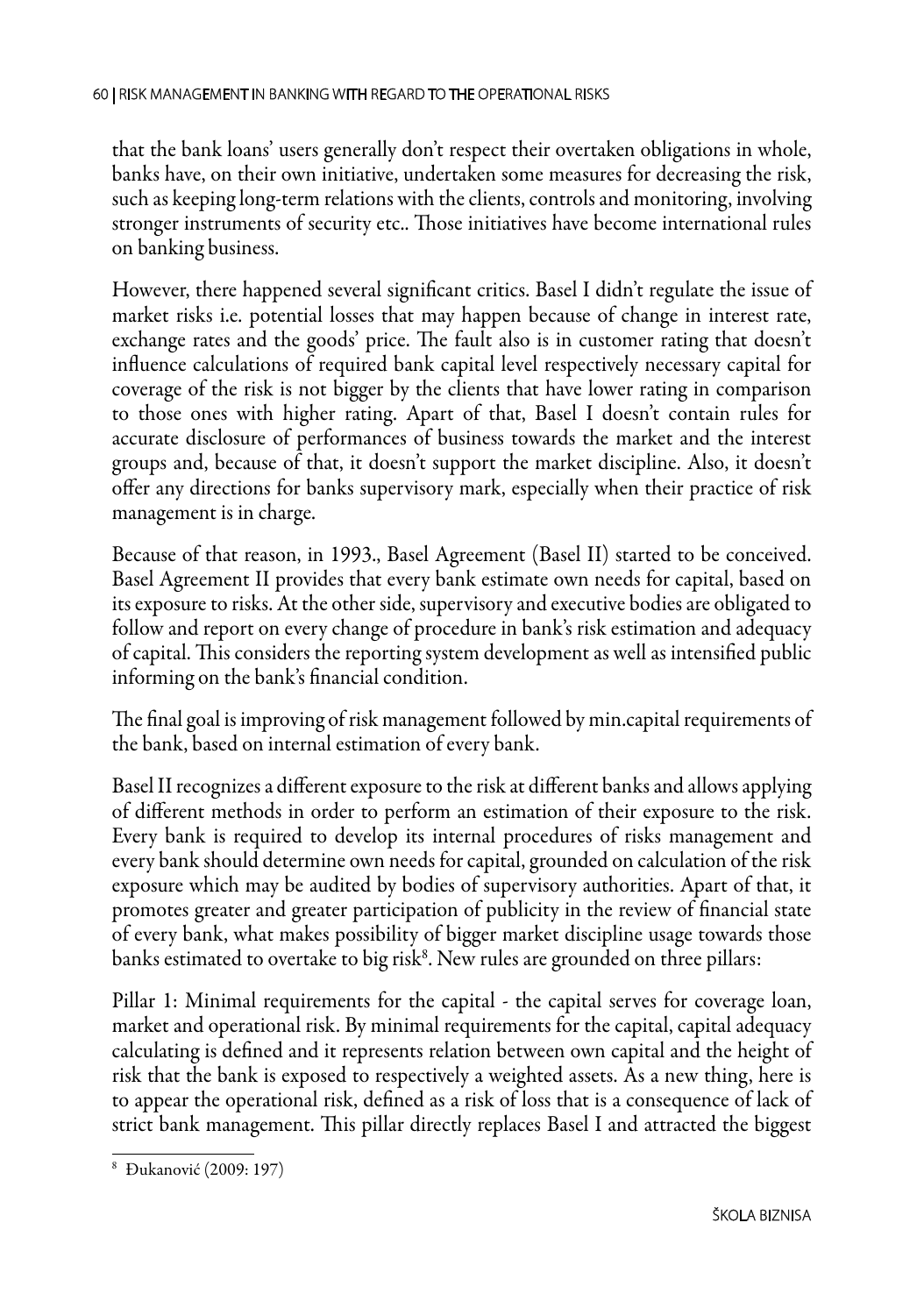that the bank loans' users generally don't respect their overtaken obligations in whole, banks have, on their own initiative, undertaken some measures for decreasing the risk, such as keeping long-term relations with the clients, controls and monitoring, involving stronger instruments of security etc.. Those initiatives have become international rules on banking business.

However, there happened several significant critics. Basel I didn't regulate the issue of market risks i.e. potential losses that may happen because of change in interest rate, exchange rates and the goods' price. The fault also is in customer rating that doesn't influence calculations of required bank capital level respectively necessary capital for coverage of the risk is not bigger by the clients that have lower rating in comparison to those ones with higher rating. Apart of that, Basel I doesn't contain rules for accurate disclosure of performances of business towards the market and the interest groups and, because of that, it doesn't support the market discipline. Also, it doesn't offer any directions for banks supervisory mark, especially when their practice of risk management is in charge.

Because of that reason, in 1993., Basel Agreement (Basel II) started to be conceived. Basel Agreement II provides that every bank estimate own needs for capital, based on its exposure to risks. At the other side, supervisory and executive bodies are obligated to follow and report on every change of procedure in bank's risk estimation and adequacy of capital. This considers the reporting system development as well as intensified public informing on the bank's financial condition.

The final goal is improving of risk management followed by min.capital requirements of the bank, based on internal estimation of every bank.

Basel II recognizes a different exposure to the risk at different banks and allows applying of different methods in order to perform an estimation of their exposure to the risk. Every bank is required to develop its internal procedures of risks management and every bank should determine own needs for capital, grounded on calculation of the risk exposure which may be audited by bodies of supervisory authorities. Apart of that, it promotes greater and greater participation of publicity in the review of financial state of every bank, what makes possibility of bigger market discipline usage towards those banks estimated to overtake to big risk[8]. New rules are grounded on three pillars:

Pillar 1: Minimal requirements for the capital - the capital serves for coverage loan, market and operational risk. By minimal requirements for the capital, capital adequacy calculating is defined and it represents relation between own capital and the height of risk that the bank is exposed to respectively a weighted assets. As a new thing, here is to appear the operational risk, defined as a risk of loss that is a consequence of lack of strict bank management. This pillar directly replaces Basel I and attracted the biggest

[8] Đukanović (2009: 197)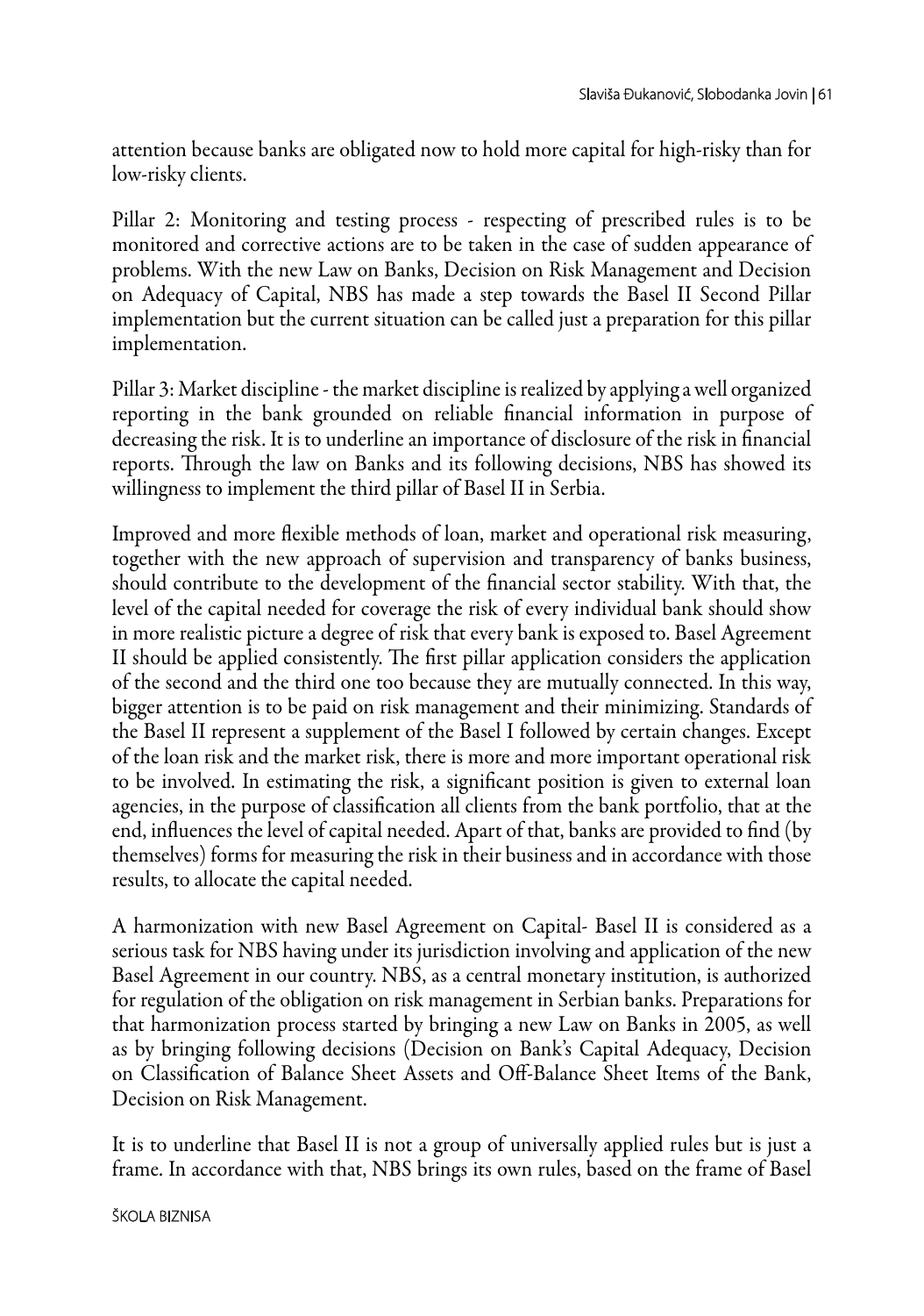attention because banks are obligated now to hold more capital for high-risky than for low-risky clients.

Pillar 2: Monitoring and testing process - respecting of prescribed rules is to be monitored and corrective actions are to be taken in the case of sudden appearance of problems. With the new Law on Banks, Decision on Risk Management and Decision on Adequacy of Capital, NBS has made a step towards the Basel II Second Pillar implementation but the current situation can be called just a preparation for this pillar implementation.

Pillar 3: Market discipline - the market discipline is realized by applying a well organized reporting in the bank grounded on reliable financial information in purpose of decreasing the risk. It is to underline an importance of disclosure of the risk in financial reports. Through the law on Banks and its following decisions, NBS has showed its willingness to implement the third pillar of Basel II in Serbia.

Improved and more flexible methods of loan, market and operational risk measuring, together with the new approach of supervision and transparency of banks business, should contribute to the development of the financial sector stability. With that, the level of the capital needed for coverage the risk of every individual bank should show in more realistic picture a degree of risk that every bank is exposed to. Basel Agreement II should be applied consistently. The first pillar application considers the application of the second and the third one too because they are mutually connected. In this way, bigger attention is to be paid on risk management and their minimizing. Standards of the Basel II represent a supplement of the Basel I followed by certain changes. Except of the loan risk and the market risk, there is more and more important operational risk to be involved. In estimating the risk, a significant position is given to external loan agencies, in the purpose of classification all clients from the bank portfolio, that at the end, influences the level of capital needed. Apart of that, banks are provided to find (by themselves) forms for measuring the risk in their business and in accordance with those results, to allocate the capital needed.

A harmonization with new Basel Agreement on Capital- Basel II is considered as a serious task for NBS having under its jurisdiction involving and application of the new Basel Agreement in our country. NBS, as a central monetary institution, is authorized for regulation of the obligation on risk management in Serbian banks. Preparations for that harmonization process started by bringing a new Law on Banks in 2005, as well as by bringing following decisions (Decision on Bank's Capital Adequacy, Decision on Classification of Balance Sheet Assets and Off-Balance Sheet Items of the Bank, Decision on Risk Management.

It is to underline that Basel II is not a group of universally applied rules but is just a frame. In accordance with that, NBS brings its own rules, based on the frame of Basel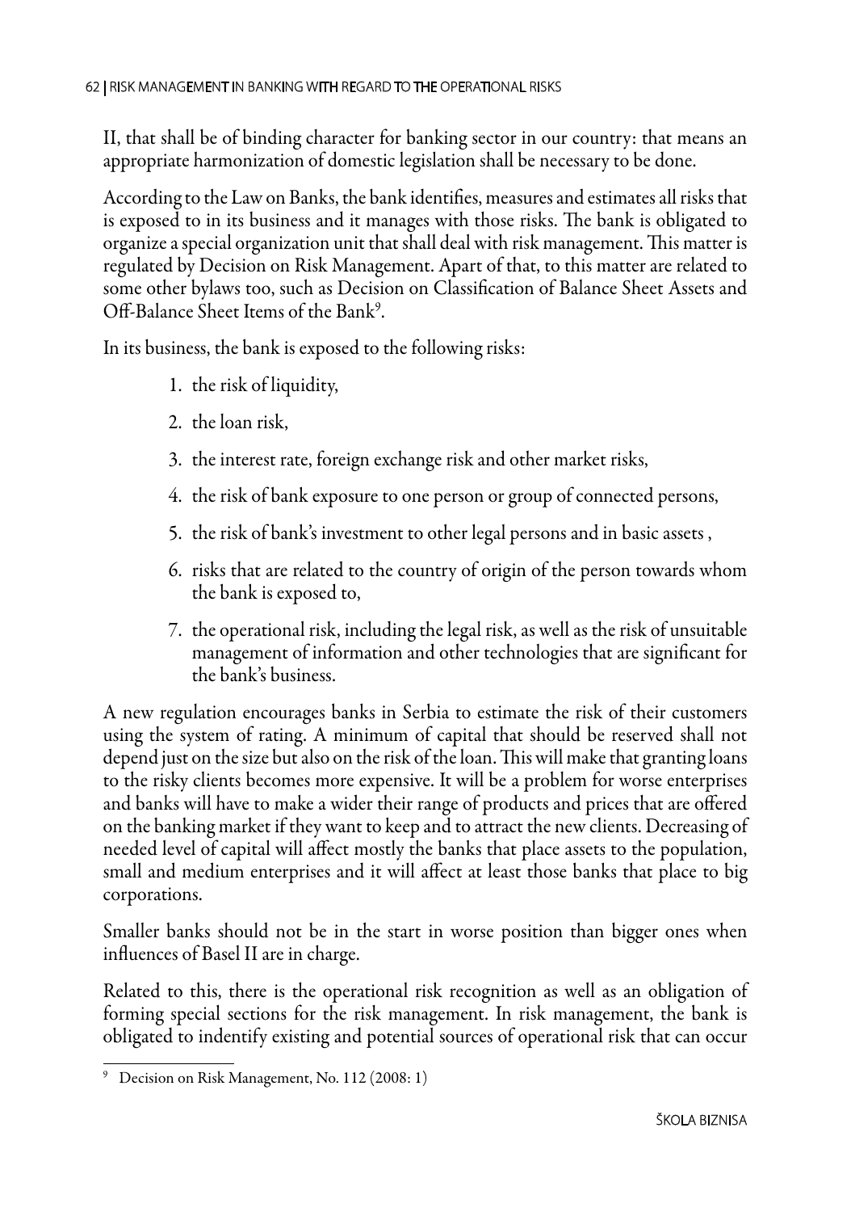II, that shall be of binding character for banking sector in our country: that means an appropriate harmonization of domestic legislation shall be necessary to be done.

According to the Law on Banks, the bank identifies, measures and estimates all risks that is exposed to in its business and it manages with those risks. The bank is obligated to organize a special organization unit that shall deal with risk management. This matter is regulated by Decision on Risk Management. Apart of that, to this matter are related to some other bylaws too, such as Decision on Classification of Balance Sheet Assets and Off-Balance Sheet Items of the Bank[9].

In its business, the bank is exposed to the following risks:

1. the risk of liquidity,
2. the loan risk,
3. the interest rate, foreign exchange risk and other market risks,
4. the risk of bank exposure to one person or group of connected persons,
5. the risk of bank's investment to other legal persons and in basic assets ,
6. risks that are related to the country of origin of the person towards whom the bank is exposed to,
7. the operational risk, including the legal risk, as well as the risk of unsuitable management of information and other technologies that are significant for the bank's business.

A new regulation encourages banks in Serbia to estimate the risk of their customers using the system of rating. A minimum of capital that should be reserved shall not depend just on the size but also on the risk of the loan. This will make that granting loans to the risky clients becomes more expensive. It will be a problem for worse enterprises and banks will have to make a wider their range of products and prices that are offered on the banking market if they want to keep and to attract the new clients. Decreasing of needed level of capital will affect mostly the banks that place assets to the population, small and medium enterprises and it will affect at least those banks that place to big corporations.

Smaller banks should not be in the start in worse position than bigger ones when influences of Basel II are in charge.

Related to this, there is the operational risk recognition as well as an obligation of forming special sections for the risk management. In risk management, the bank is obligated to indentify existing and potential sources of operational risk that can occur

[9] Decision on Risk Management, No. 112 (2008: 1)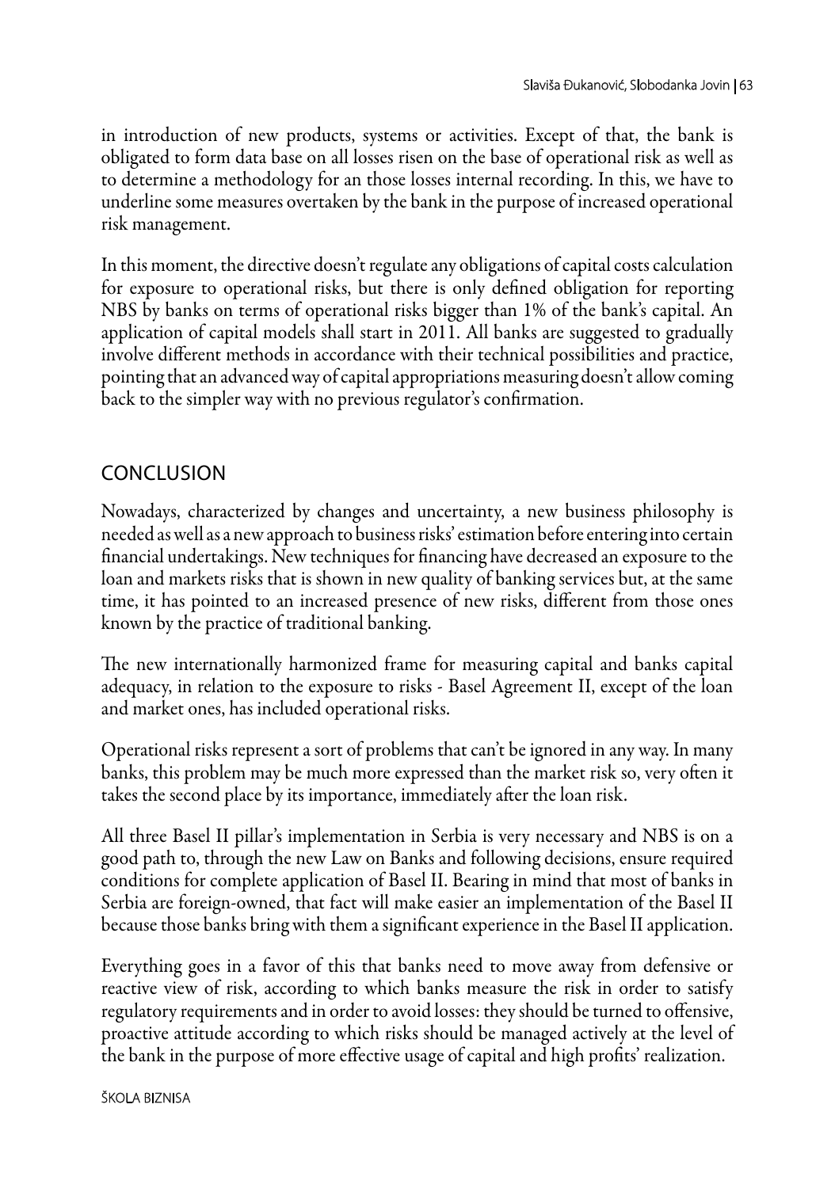in introduction of new products, systems or activities. Except of that, the bank is obligated to form data base on all losses risen on the base of operational risk as well as to determine a methodology for an those losses internal recording. In this, we have to underline some measures overtaken by the bank in the purpose of increased operational risk management.

In this moment, the directive doesn't regulate any obligations of capital costs calculation for exposure to operational risks, but there is only defined obligation for reporting NBS by banks on terms of operational risks bigger than 1% of the bank's capital. An application of capital models shall start in 2011. All banks are suggested to gradually involve different methods in accordance with their technical possibilities and practice, pointing that an advanced way of capital appropriations measuring doesn't allow coming back to the simpler way with no previous regulator's confirmation.

## CONCLUSION

Nowadays, characterized by changes and uncertainty, a new business philosophy is needed as well as a new approach to business risks' estimation before entering into certain financial undertakings. New techniques for financing have decreased an exposure to the loan and markets risks that is shown in new quality of banking services but, at the same time, it has pointed to an increased presence of new risks, different from those ones known by the practice of traditional banking.

The new internationally harmonized frame for measuring capital and banks capital adequacy, in relation to the exposure to risks - Basel Agreement II, except of the loan and market ones, has included operational risks.

Operational risks represent a sort of problems that can't be ignored in any way. In many banks, this problem may be much more expressed than the market risk so, very often it takes the second place by its importance, immediately after the loan risk.

All three Basel II pillar's implementation in Serbia is very necessary and NBS is on a good path to, through the new Law on Banks and following decisions, ensure required conditions for complete application of Basel II. Bearing in mind that most of banks in Serbia are foreign-owned, that fact will make easier an implementation of the Basel II because those banks bring with them a significant experience in the Basel II application.

Everything goes in a favor of this that banks need to move away from defensive or reactive view of risk, according to which banks measure the risk in order to satisfy regulatory requirements and in order to avoid losses: they should be turned to offensive, proactive attitude according to which risks should be managed actively at the level of the bank in the purpose of more effective usage of capital and high profits' realization.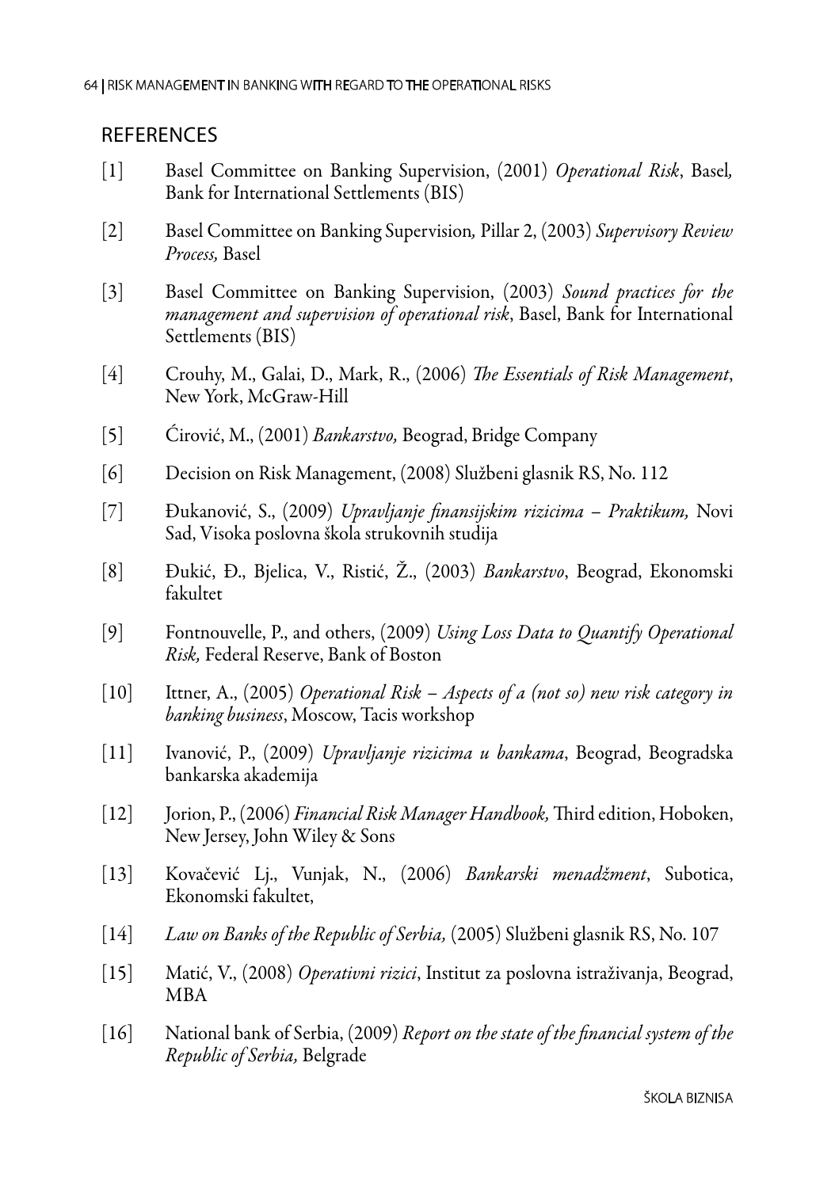## REFERENCES

[1] Basel Committee on Banking Supervision, (2001) *Operational Risk*, Basel, Bank for International Settlements (BIS)

[2] Basel Committee on Banking Supervision, Pillar 2, (2003) *Supervisory Review Process,* Basel

[3] Basel Committee on Banking Supervision, (2003) *Sound practices for the management and supervision of operational risk*, Basel, Bank for International Settlements (BIS)

[4] Crouhy, M., Galai, D., Mark, R., (2006) *The Essentials of Risk Management*, New York, McGraw-Hill

[5] Ćirović, M., (2001) *Bankarstvo,* Beograd, Bridge Company

[6] Decision on Risk Management, (2008) Službeni glasnik RS, No. 112

[7] Đukanović, S., (2009) *Upravljanje finansijskim rizicima – Praktikum,* Novi Sad, Visoka poslovna škola strukovnih studija

[8] Đukić, Đ., Bjelica, V., Ristić, Ž., (2003) *Bankarstvo*, Beograd, Ekonomski fakultet

[9] Fontnouvelle, P., and others, (2009) *Using Loss Data to Quantify Operational Risk,* Federal Reserve, Bank of Boston

[10] Ittner, A., (2005) *Operational Risk – Aspects of a (not so) new risk category in banking business*, Moscow, Tacis workshop

[11] Ivanović, P., (2009) *Upravljanje rizicima u bankama*, Beograd, Beogradska bankarska akademija

[12] Jorion, P., (2006) *Financial Risk Manager Handbook,* Third edition, Hoboken, New Jersey, John Wiley & Sons

[13] Kovačević Lj., Vunjak, N., (2006) *Bankarski menadžment*, Subotica, Ekonomski fakultet,

[14] *Law on Banks of the Republic of Serbia,* (2005) Službeni glasnik RS, No. 107

[15] Matić, V., (2008) *Operativni rizici*, Institut za poslovna istraživanja, Beograd, MBA

[16] National bank of Serbia, (2009) *Report on the state of the financial system of the Republic of Serbia,* Belgrade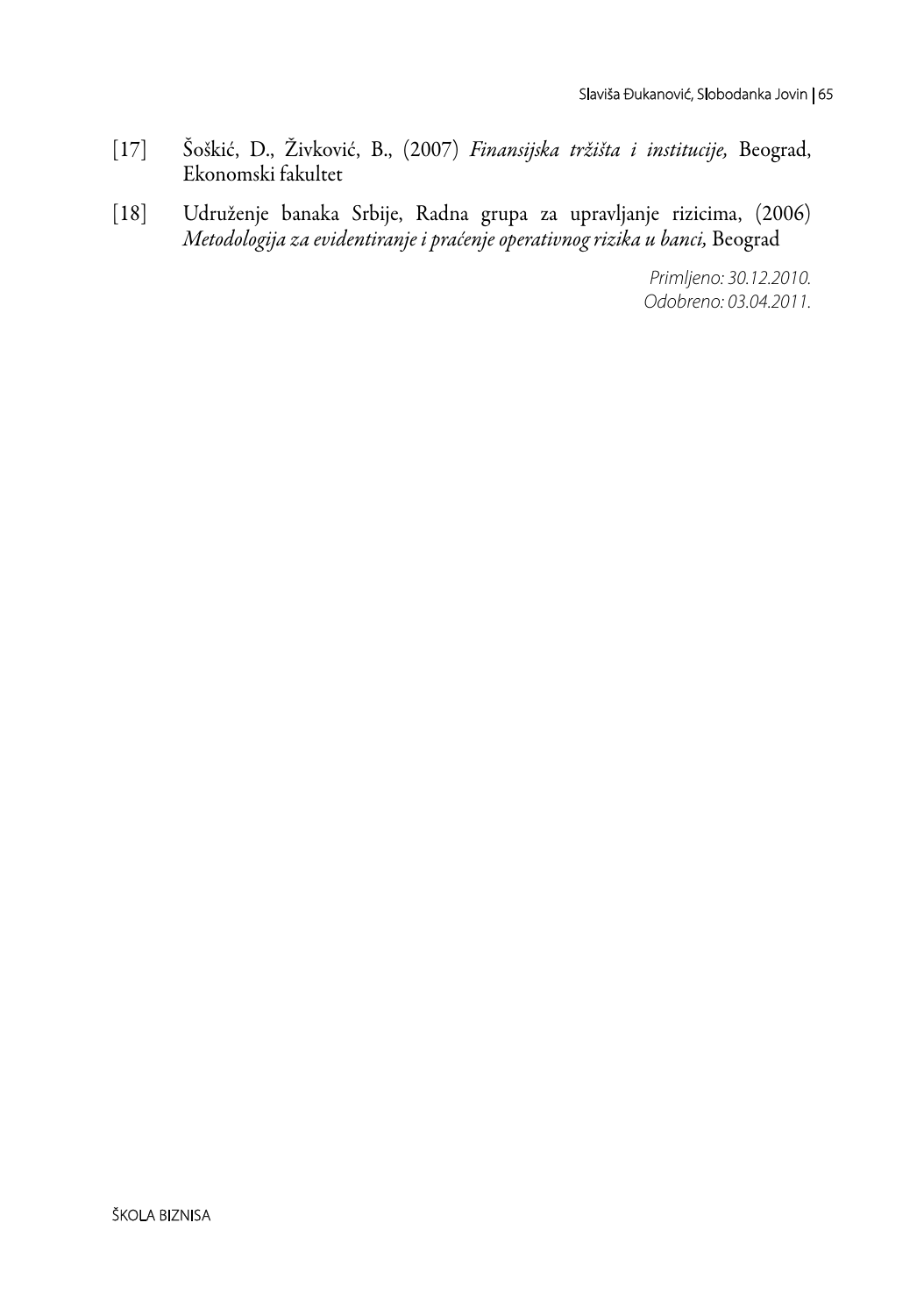[17] Šoškić, D., Živković, B., (2007) *Finansijska tržišta i institucije,* Beograd, Ekonomski fakultet

[18] Udruženje banaka Srbije, Radna grupa za upravljanje rizicima, (2006) *Metodologija za evidentiranje i praćenje operativnog rizika u banci,* Beograd

*Primljeno: 30.12.2010.*
*Odobreno: 03.04.2011.*